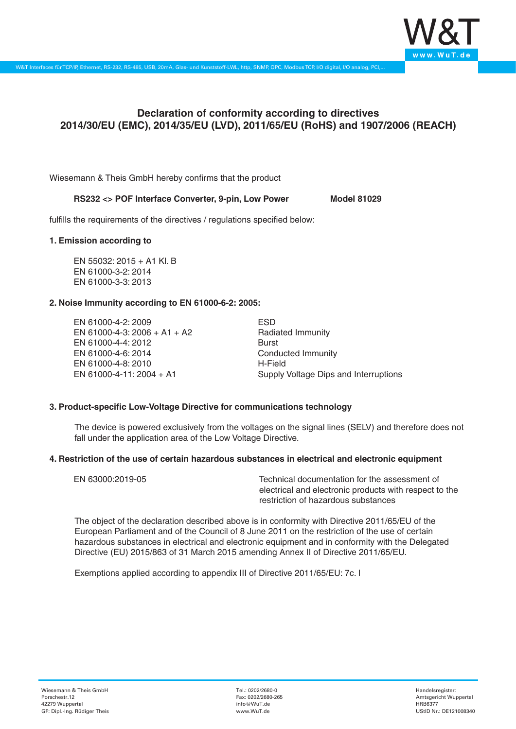# Declaration of conformity according to directives 2014/30/EU (EMC), 2014/35/EU (LVD), 2011/65/EU (RoHS) and 1907/2006 (REACH)

Wiesemann & Theis GmbH hereby confirms that the product

**RS232 <> POF Interface Converter, 9-pin, Low Power** **Model 81029**

fulfills the requirements of the directives / regulations specified below:

### 1. Emission according to

EN 55032: 2015 + A1 Kl. B
EN 61000-3-2: 2014
EN 61000-3-3: 2013

### 2. Noise Immunity according to EN 61000-6-2: 2005:

| | |
|---|---|
| EN 61000-4-2: 2009 | ESD |
| EN 61000-4-3: 2006 + A1 + A2 | Radiated Immunity |
| EN 61000-4-4: 2012 | Burst |
| EN 61000-4-6: 2014 | Conducted Immunity |
| EN 61000-4-8: 2010 | H-Field |
| EN 61000-4-11: 2004 + A1 | Supply Voltage Dips and Interruptions |

### 3. Product-specific Low-Voltage Directive for communications technology

The device is powered exclusively from the voltages on the signal lines (SELV) and therefore does not fall under the application area of the Low Voltage Directive.

### 4. Restriction of the use of certain hazardous substances in electrical and electronic equipment

| | |
|---|---|
| EN 63000:2019-05 | Technical documentation for the assessment of electrical and electronic products with respect to the restriction of hazardous substances |

The object of the declaration described above is in conformity with Directive 2011/65/EU of the European Parliament and of the Council of 8 June 2011 on the restriction of the use of certain hazardous substances in electrical and electronic equipment and in conformity with the Delegated Directive (EU) 2015/863 of 31 March 2015 amending Annex II of Directive 2011/65/EU.

Exemptions applied according to appendix III of Directive 2011/65/EU: 7c. I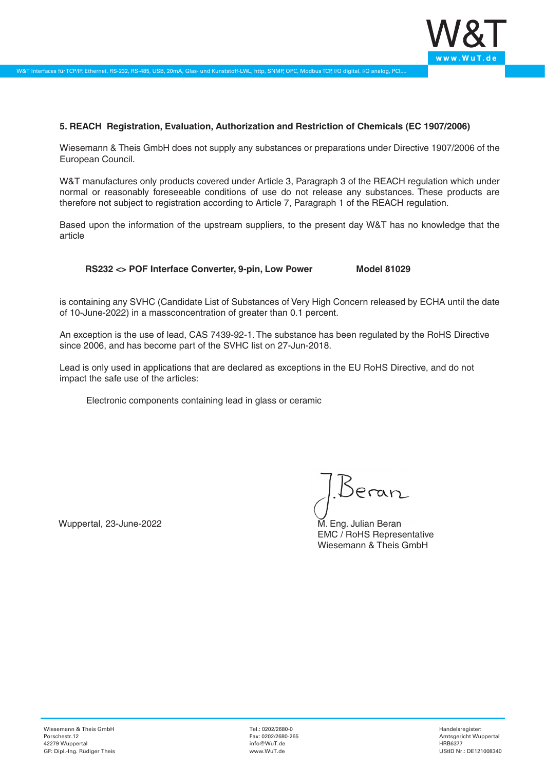### 5. REACH Registration, Evaluation, Authorization and Restriction of Chemicals (EC 1907/2006)

Wiesemann & Theis GmbH does not supply any substances or preparations under Directive 1907/2006 of the European Council.

W&T manufactures only products covered under Article 3, Paragraph 3 of the REACH regulation which under normal or reasonably foreseeable conditions of use do not release any substances. These products are therefore not subject to registration according to Article 7, Paragraph 1 of the REACH regulation.

Based upon the information of the upstream suppliers, to the present day W&T has no knowledge that the article

**RS232 <> POF Interface Converter, 9-pin, Low Power** **Model 81029**

is containing any SVHC (Candidate List of Substances of Very High Concern released by ECHA until the date of 10-June-2022) in a massconcentration of greater than 0.1 percent.

An exception is the use of lead, CAS 7439-92-1. The substance has been regulated by the RoHS Directive since 2006, and has become part of the SVHC list on 27-Jun-2018.

Lead is only used in applications that are declared as exceptions in the EU RoHS Directive, and do not impact the safe use of the articles:

Electronic components containing lead in glass or ceramic

Wuppertal, 23-June-2022

J. Beran

M. Eng. Julian Beran
EMC / RoHS Representative
Wiesemann & Theis GmbH

Wiesemann & Theis GmbH
Porschestr.12
42279 Wuppertal
GF: Dipl.-Ing. Rüdiger Theis

Tel.: 0202/2680-0
Fax: 0202/2680-265
info@WuT.de
www.WuT.de

Handelsregister:
Amtsgericht Wuppertal
HRB6377
UStID Nr.: DE121008340